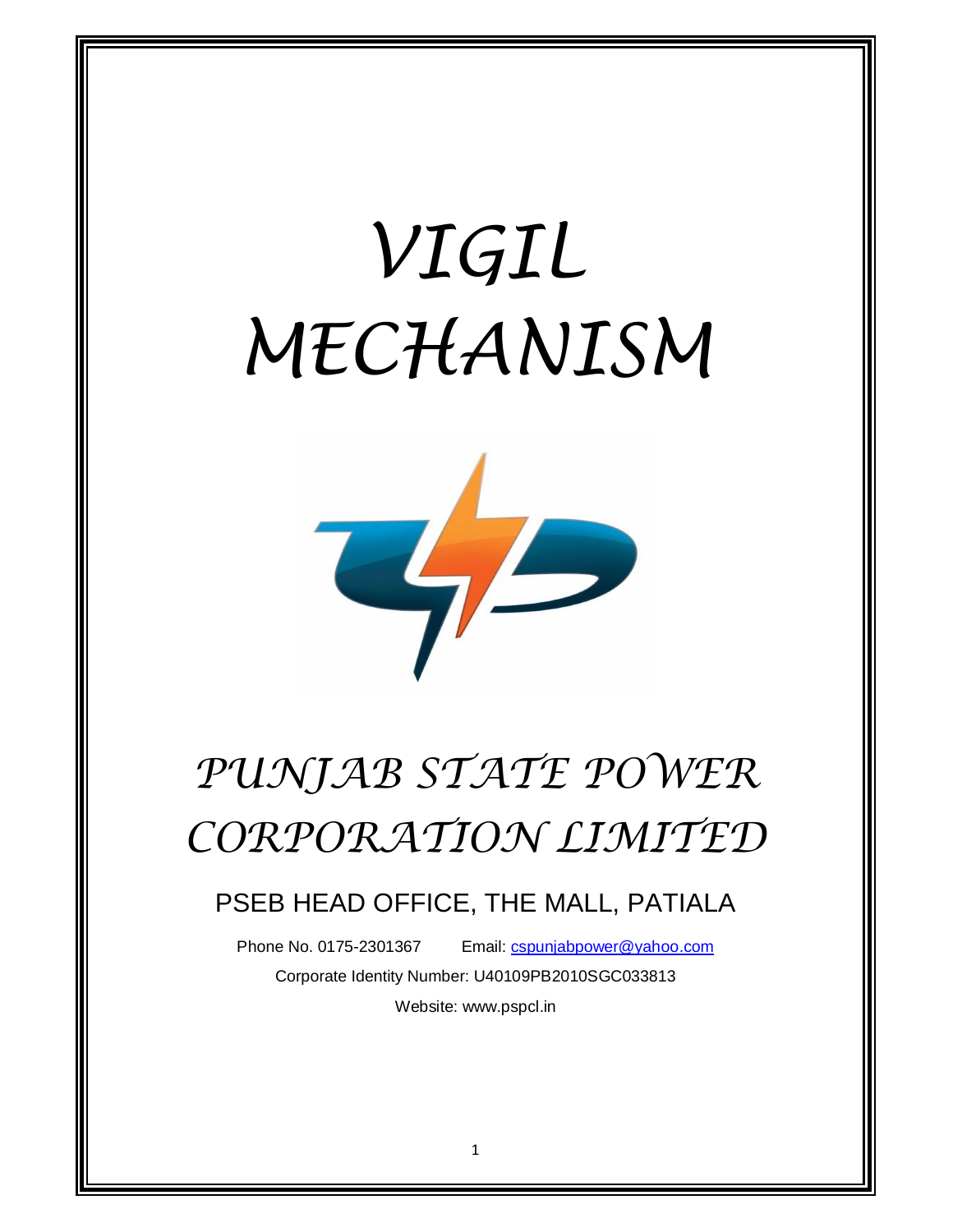# VIGIL MECHANISM

# PUNJAB STATE POWER CORPORATION LIMITED

## PSEB HEAD OFFICE, THE MALL, PATIALA

Phone No. 0175-2301367        Email: cspunjabpower@yahoo.com

Corporate Identity Number: U40109PB2010SGC033813

Website: www.pspcl.in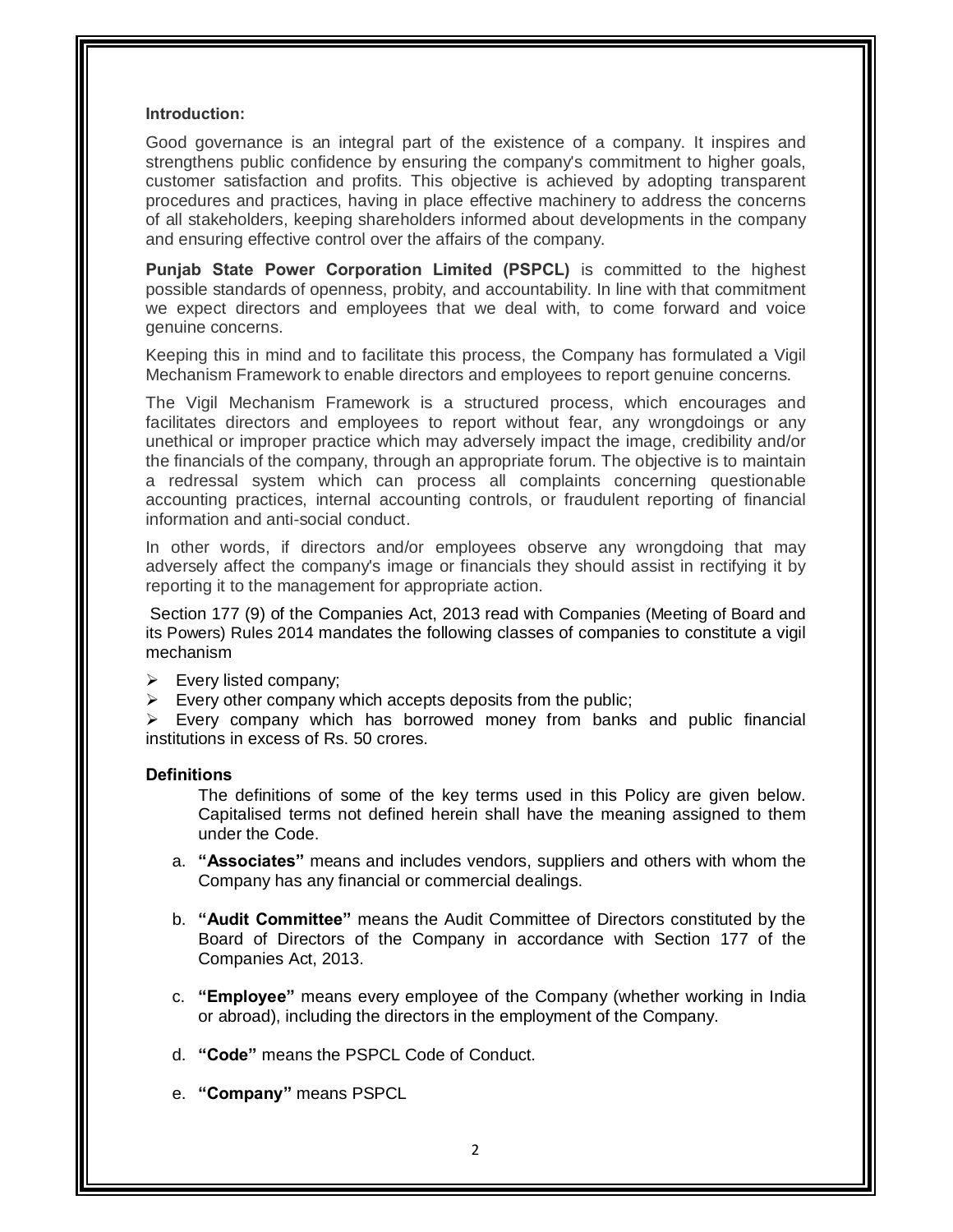**Introduction:**

Good governance is an integral part of the existence of a company. It inspires and strengthens public confidence by ensuring the company's commitment to higher goals, customer satisfaction and profits. This objective is achieved by adopting transparent procedures and practices, having in place effective machinery to address the concerns of all stakeholders, keeping shareholders informed about developments in the company and ensuring effective control over the affairs of the company.

**Punjab State Power Corporation Limited (PSPCL)** is committed to the highest possible standards of openness, probity, and accountability. In line with that commitment we expect directors and employees that we deal with, to come forward and voice genuine concerns.

Keeping this in mind and to facilitate this process, the Company has formulated a Vigil Mechanism Framework to enable directors and employees to report genuine concerns.

The Vigil Mechanism Framework is a structured process, which encourages and facilitates directors and employees to report without fear, any wrongdoings or any unethical or improper practice which may adversely impact the image, credibility and/or the financials of the company, through an appropriate forum. The objective is to maintain a redressal system which can process all complaints concerning questionable accounting practices, internal accounting controls, or fraudulent reporting of financial information and anti-social conduct.

In other words, if directors and/or employees observe any wrongdoing that may adversely affect the company's image or financials they should assist in rectifying it by reporting it to the management for appropriate action.

Section 177 (9) of the Companies Act, 2013 read with Companies (Meeting of Board and its Powers) Rules 2014 mandates the following classes of companies to constitute a vigil mechanism

- Every listed company;
- Every other company which accepts deposits from the public;
- Every company which has borrowed money from banks and public financial institutions in excess of Rs. 50 crores.

**Definitions**

The definitions of some of the key terms used in this Policy are given below. Capitalised terms not defined herein shall have the meaning assigned to them under the Code.

a. **"Associates"** means and includes vendors, suppliers and others with whom the Company has any financial or commercial dealings.

b. **"Audit Committee"** means the Audit Committee of Directors constituted by the Board of Directors of the Company in accordance with Section 177 of the Companies Act, 2013.

c. **"Employee"** means every employee of the Company (whether working in India or abroad), including the directors in the employment of the Company.

d. **"Code"** means the PSPCL Code of Conduct.

e. **"Company"** means PSPCL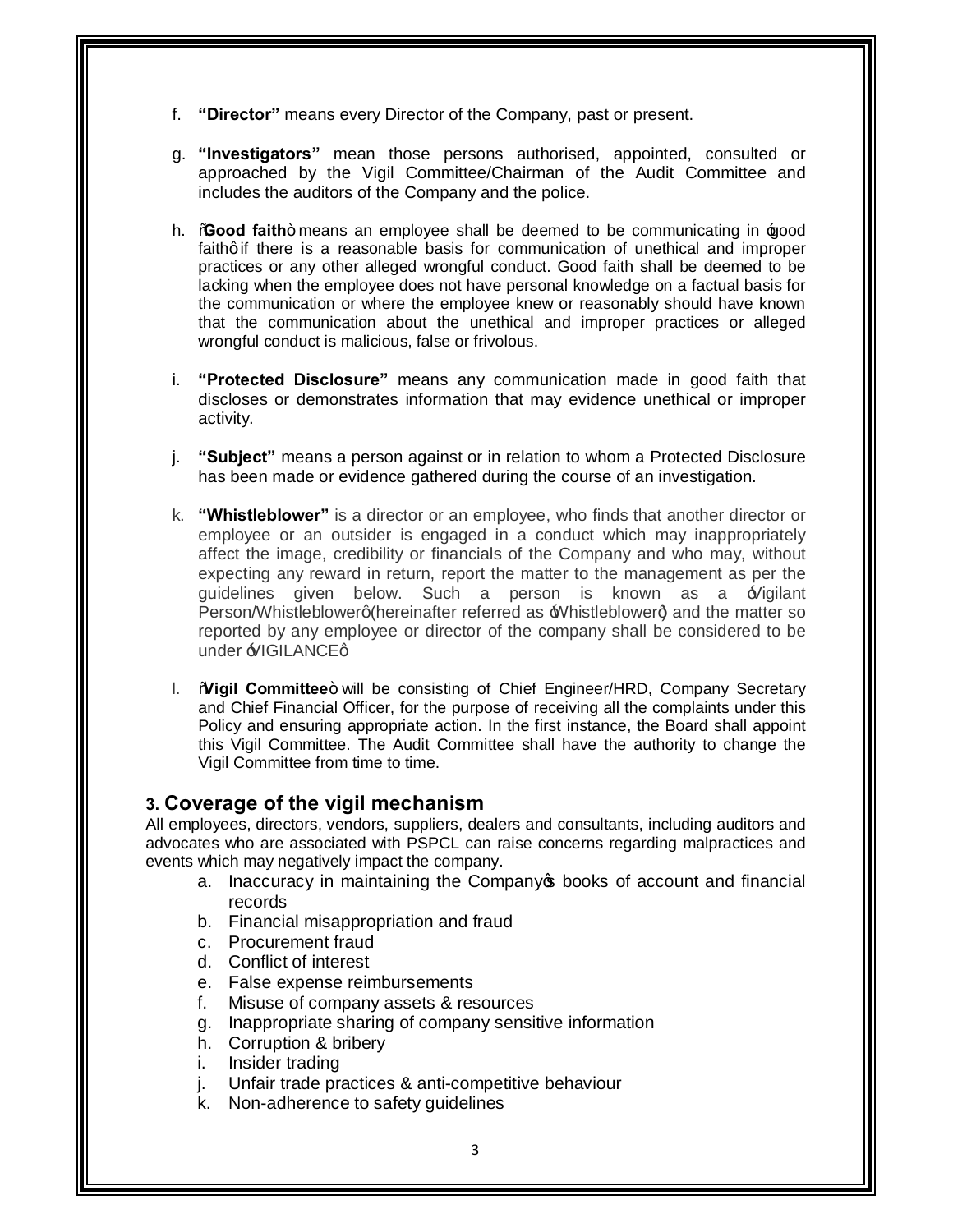f. **"Director"** means every Director of the Company, past or present.

g. **"Investigators"** mean those persons authorised, appointed, consulted or approached by the Vigil Committee/Chairman of the Audit Committee and includes the auditors of the Company and the police.

h. **"Good faith"** means an employee shall be deemed to be communicating in 'good faith' if there is a reasonable basis for communication of unethical and improper practices or any other alleged wrongful conduct. Good faith shall be deemed to be lacking when the employee does not have personal knowledge on a factual basis for the communication or where the employee knew or reasonably should have known that the communication about the unethical and improper practices or alleged wrongful conduct is malicious, false or frivolous.

i. **"Protected Disclosure"** means any communication made in good faith that discloses or demonstrates information that may evidence unethical or improper activity.

j. **"Subject"** means a person against or in relation to whom a Protected Disclosure has been made or evidence gathered during the course of an investigation.

k. **"Whistleblower"** is a director or an employee, who finds that another director or employee or an outsider is engaged in a conduct which may inappropriately affect the image, credibility or financials of the Company and who may, without expecting any reward in return, report the matter to the management as per the guidelines given below. Such a person is known as a 'Vigilant Person/Whistleblower' (hereinafter referred as 'Whistleblower') and the matter so reported by any employee or director of the company shall be considered to be under 'VIGILANCE'.

l. **"Vigil Committee"** will be consisting of Chief Engineer/HRD, Company Secretary and Chief Financial Officer, for the purpose of receiving all the complaints under this Policy and ensuring appropriate action. In the first instance, the Board shall appoint this Vigil Committee. The Audit Committee shall have the authority to change the Vigil Committee from time to time.

## 3. Coverage of the vigil mechanism

All employees, directors, vendors, suppliers, dealers and consultants, including auditors and advocates who are associated with PSPCL can raise concerns regarding malpractices and events which may negatively impact the company.

a. Inaccuracy in maintaining the Company's books of account and financial records
b. Financial misappropriation and fraud
c. Procurement fraud
d. Conflict of interest
e. False expense reimbursements
f. Misuse of company assets & resources
g. Inappropriate sharing of company sensitive information
h. Corruption & bribery
i. Insider trading
j. Unfair trade practices & anti-competitive behaviour
k. Non-adherence to safety guidelines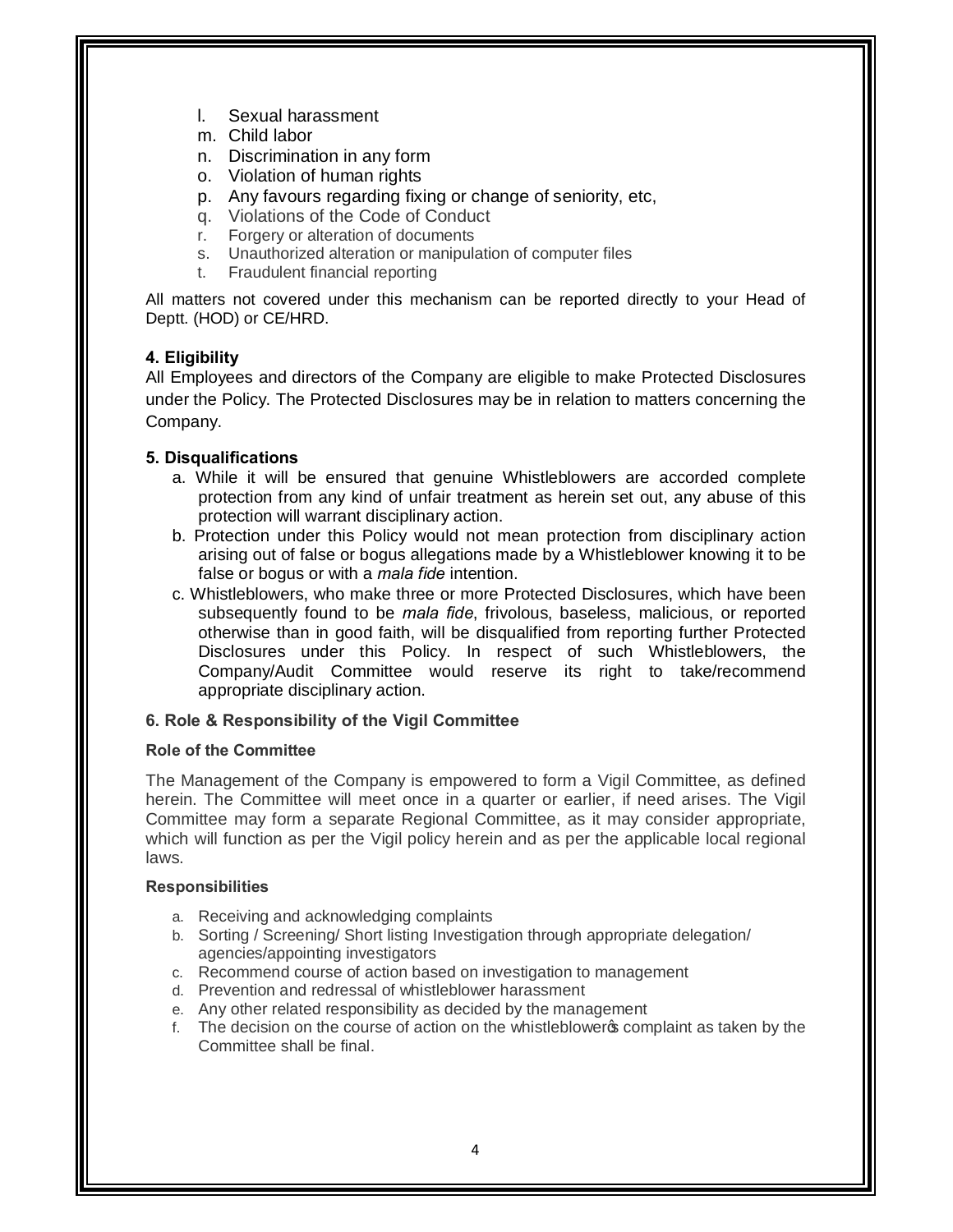l. Sexual harassment
m. Child labor
n. Discrimination in any form
o. Violation of human rights
p. Any favours regarding fixing or change of seniority, etc,
q. Violations of the Code of Conduct
r. Forgery or alteration of documents
s. Unauthorized alteration or manipulation of computer files
t. Fraudulent financial reporting

All matters not covered under this mechanism can be reported directly to your Head of Deptt. (HOD) or CE/HRD.

### 4. Eligibility

All Employees and directors of the Company are eligible to make Protected Disclosures under the Policy. The Protected Disclosures may be in relation to matters concerning the Company.

### 5. Disqualifications

a. While it will be ensured that genuine Whistleblowers are accorded complete protection from any kind of unfair treatment as herein set out, any abuse of this protection will warrant disciplinary action.
b. Protection under this Policy would not mean protection from disciplinary action arising out of false or bogus allegations made by a Whistleblower knowing it to be false or bogus or with a *mala fide* intention.
c. Whistleblowers, who make three or more Protected Disclosures, which have been subsequently found to be *mala fide*, frivolous, baseless, malicious, or reported otherwise than in good faith, will be disqualified from reporting further Protected Disclosures under this Policy. In respect of such Whistleblowers, the Company/Audit Committee would reserve its right to take/recommend appropriate disciplinary action.

### 6. Role & Responsibility of the Vigil Committee

#### Role of the Committee

The Management of the Company is empowered to form a Vigil Committee, as defined herein. The Committee will meet once in a quarter or earlier, if need arises. The Vigil Committee may form a separate Regional Committee, as it may consider appropriate, which will function as per the Vigil policy herein and as per the applicable local regional laws.

#### Responsibilities

a. Receiving and acknowledging complaints
b. Sorting / Screening/ Short listing Investigation through appropriate delegation/ agencies/appointing investigators
c. Recommend course of action based on investigation to management
d. Prevention and redressal of whistleblower harassment
e. Any other related responsibility as decided by the management
f. The decision on the course of action on the whistleblower's complaint as taken by the Committee shall be final.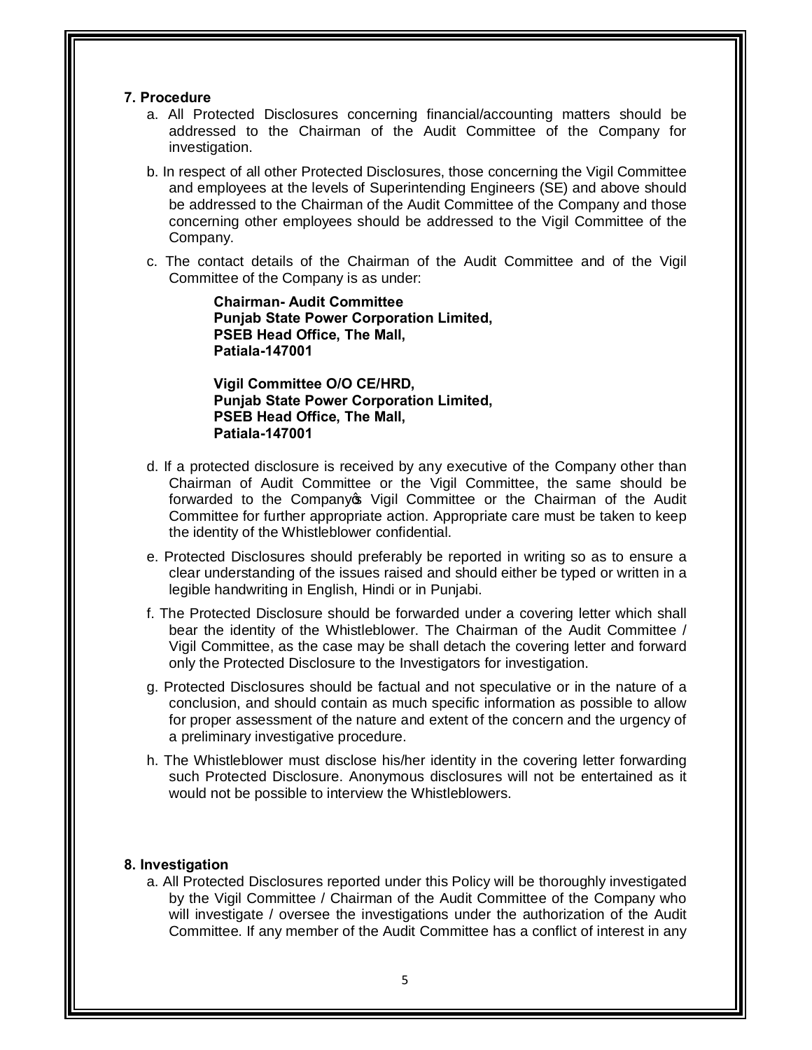**7. Procedure**

a. All Protected Disclosures concerning financial/accounting matters should be addressed to the Chairman of the Audit Committee of the Company for investigation.

b. In respect of all other Protected Disclosures, those concerning the Vigil Committee and employees at the levels of Superintending Engineers (SE) and above should be addressed to the Chairman of the Audit Committee of the Company and those concerning other employees should be addressed to the Vigil Committee of the Company.

c. The contact details of the Chairman of the Audit Committee and of the Vigil Committee of the Company is as under:

**Chairman- Audit Committee**
**Punjab State Power Corporation Limited,**
**PSEB Head Office, The Mall,**
**Patiala-147001**

**Vigil Committee O/O CE/HRD,**
**Punjab State Power Corporation Limited,**
**PSEB Head Office, The Mall,**
**Patiala-147001**

d. If a protected disclosure is received by any executive of the Company other than Chairman of Audit Committee or the Vigil Committee, the same should be forwarded to the Company's Vigil Committee or the Chairman of the Audit Committee for further appropriate action. Appropriate care must be taken to keep the identity of the Whistleblower confidential.

e. Protected Disclosures should preferably be reported in writing so as to ensure a clear understanding of the issues raised and should either be typed or written in a legible handwriting in English, Hindi or in Punjabi.

f. The Protected Disclosure should be forwarded under a covering letter which shall bear the identity of the Whistleblower. The Chairman of the Audit Committee / Vigil Committee, as the case may be shall detach the covering letter and forward only the Protected Disclosure to the Investigators for investigation.

g. Protected Disclosures should be factual and not speculative or in the nature of a conclusion, and should contain as much specific information as possible to allow for proper assessment of the nature and extent of the concern and the urgency of a preliminary investigative procedure.

h. The Whistleblower must disclose his/her identity in the covering letter forwarding such Protected Disclosure. Anonymous disclosures will not be entertained as it would not be possible to interview the Whistleblowers.

**8. Investigation**

a. All Protected Disclosures reported under this Policy will be thoroughly investigated by the Vigil Committee / Chairman of the Audit Committee of the Company who will investigate / oversee the investigations under the authorization of the Audit Committee. If any member of the Audit Committee has a conflict of interest in any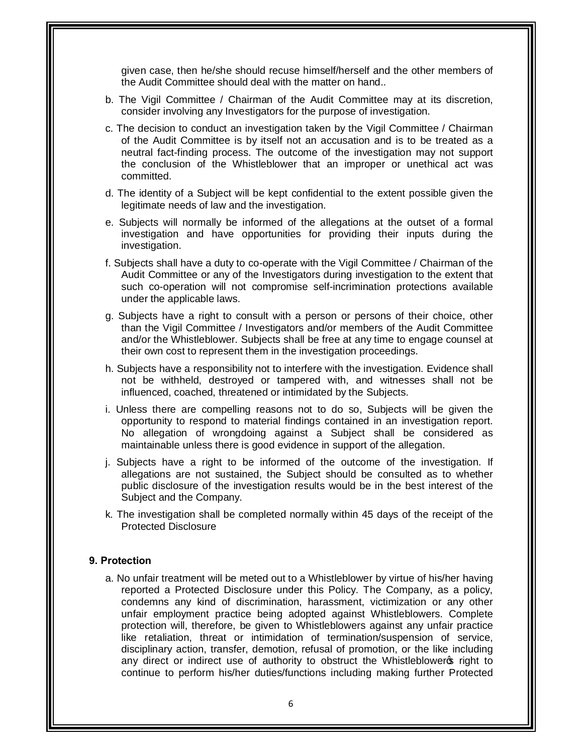given case, then he/she should recuse himself/herself and the other members of the Audit Committee should deal with the matter on hand..

b. The Vigil Committee / Chairman of the Audit Committee may at its discretion, consider involving any Investigators for the purpose of investigation.

c. The decision to conduct an investigation taken by the Vigil Committee / Chairman of the Audit Committee is by itself not an accusation and is to be treated as a neutral fact-finding process. The outcome of the investigation may not support the conclusion of the Whistleblower that an improper or unethical act was committed.

d. The identity of a Subject will be kept confidential to the extent possible given the legitimate needs of law and the investigation.

e. Subjects will normally be informed of the allegations at the outset of a formal investigation and have opportunities for providing their inputs during the investigation.

f. Subjects shall have a duty to co-operate with the Vigil Committee / Chairman of the Audit Committee or any of the Investigators during investigation to the extent that such co-operation will not compromise self-incrimination protections available under the applicable laws.

g. Subjects have a right to consult with a person or persons of their choice, other than the Vigil Committee / Investigators and/or members of the Audit Committee and/or the Whistleblower. Subjects shall be free at any time to engage counsel at their own cost to represent them in the investigation proceedings.

h. Subjects have a responsibility not to interfere with the investigation. Evidence shall not be withheld, destroyed or tampered with, and witnesses shall not be influenced, coached, threatened or intimidated by the Subjects.

i. Unless there are compelling reasons not to do so, Subjects will be given the opportunity to respond to material findings contained in an investigation report. No allegation of wrongdoing against a Subject shall be considered as maintainable unless there is good evidence in support of the allegation.

j. Subjects have a right to be informed of the outcome of the investigation. If allegations are not sustained, the Subject should be consulted as to whether public disclosure of the investigation results would be in the best interest of the Subject and the Company.

k. The investigation shall be completed normally within 45 days of the receipt of the Protected Disclosure

**9. Protection**

a. No unfair treatment will be meted out to a Whistleblower by virtue of his/her having reported a Protected Disclosure under this Policy. The Company, as a policy, condemns any kind of discrimination, harassment, victimization or any other unfair employment practice being adopted against Whistleblowers. Complete protection will, therefore, be given to Whistleblowers against any unfair practice like retaliation, threat or intimidation of termination/suspension of service, disciplinary action, transfer, demotion, refusal of promotion, or the like including any direct or indirect use of authority to obstruct the Whistleblower's right to continue to perform his/her duties/functions including making further Protected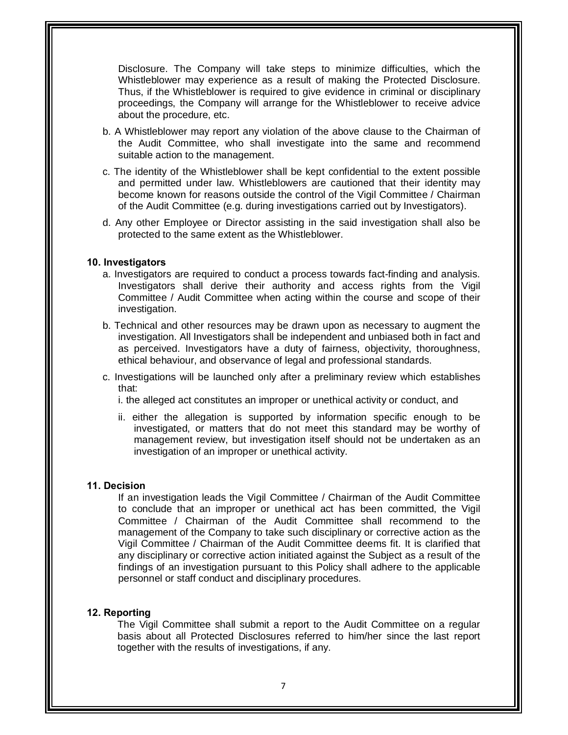Disclosure. The Company will take steps to minimize difficulties, which the Whistleblower may experience as a result of making the Protected Disclosure. Thus, if the Whistleblower is required to give evidence in criminal or disciplinary proceedings, the Company will arrange for the Whistleblower to receive advice about the procedure, etc.

b. A Whistleblower may report any violation of the above clause to the Chairman of the Audit Committee, who shall investigate into the same and recommend suitable action to the management.

c. The identity of the Whistleblower shall be kept confidential to the extent possible and permitted under law. Whistleblowers are cautioned that their identity may become known for reasons outside the control of the Vigil Committee / Chairman of the Audit Committee (e.g. during investigations carried out by Investigators).

d. Any other Employee or Director assisting in the said investigation shall also be protected to the same extent as the Whistleblower.

**10. Investigators**

a. Investigators are required to conduct a process towards fact-finding and analysis. Investigators shall derive their authority and access rights from the Vigil Committee / Audit Committee when acting within the course and scope of their investigation.

b. Technical and other resources may be drawn upon as necessary to augment the investigation. All Investigators shall be independent and unbiased both in fact and as perceived. Investigators have a duty of fairness, objectivity, thoroughness, ethical behaviour, and observance of legal and professional standards.

c. Investigations will be launched only after a preliminary review which establishes that:

i. the alleged act constitutes an improper or unethical activity or conduct, and

ii. either the allegation is supported by information specific enough to be investigated, or matters that do not meet this standard may be worthy of management review, but investigation itself should not be undertaken as an investigation of an improper or unethical activity.

**11. Decision**

If an investigation leads the Vigil Committee / Chairman of the Audit Committee to conclude that an improper or unethical act has been committed, the Vigil Committee / Chairman of the Audit Committee shall recommend to the management of the Company to take such disciplinary or corrective action as the Vigil Committee / Chairman of the Audit Committee deems fit. It is clarified that any disciplinary or corrective action initiated against the Subject as a result of the findings of an investigation pursuant to this Policy shall adhere to the applicable personnel or staff conduct and disciplinary procedures.

**12. Reporting**

The Vigil Committee shall submit a report to the Audit Committee on a regular basis about all Protected Disclosures referred to him/her since the last report together with the results of investigations, if any.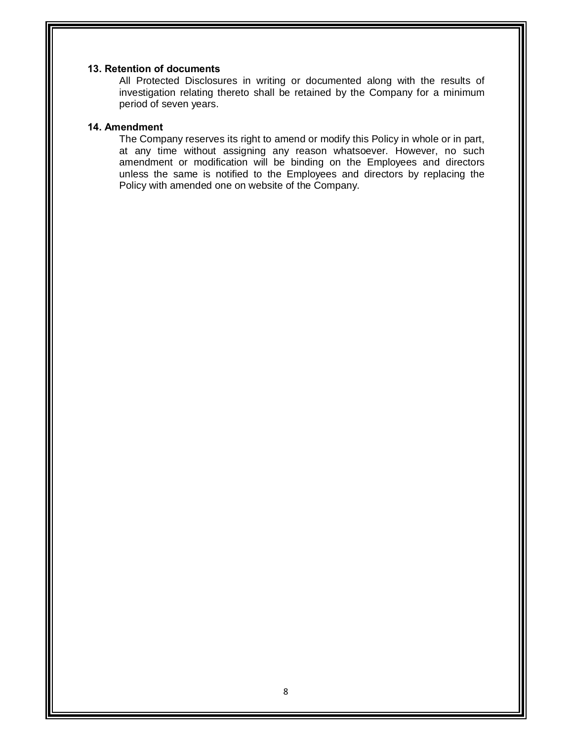**13. Retention of documents**

All Protected Disclosures in writing or documented along with the results of investigation relating thereto shall be retained by the Company for a minimum period of seven years.

**14. Amendment**

The Company reserves its right to amend or modify this Policy in whole or in part, at any time without assigning any reason whatsoever. However, no such amendment or modification will be binding on the Employees and directors unless the same is notified to the Employees and directors by replacing the Policy with amended one on website of the Company.